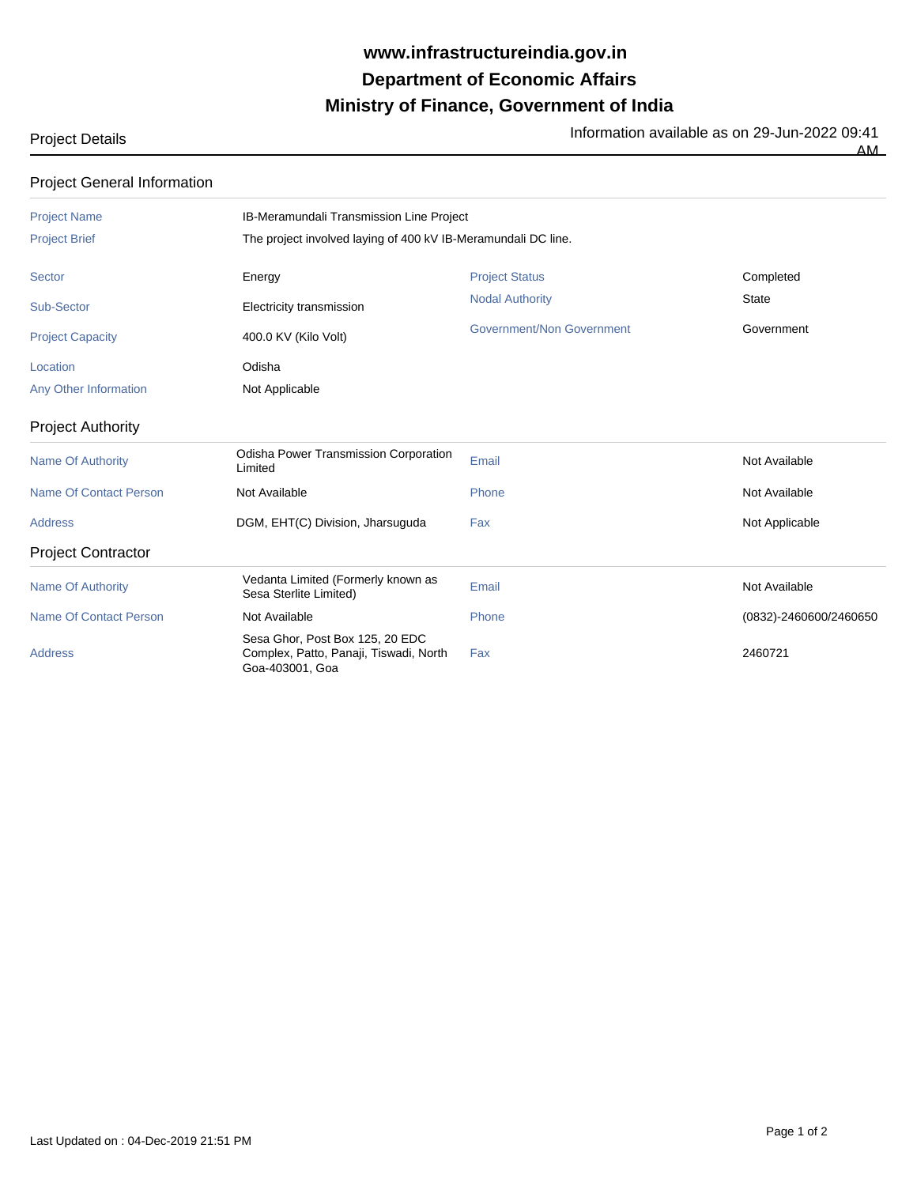# www.infrastructureindia.gov.in

# Department of Economic Affairs

# Ministry of Finance, Government of India

Project Details

Information available as on 29-Jun-2022 09:41 AM

## Project General Information

| | | | |
|---|---|---|---|
| Project Name | IB-Meramundali Transmission Line Project | | |
| Project Brief | The project involved laying of 400 kV IB-Meramundali DC line. | | |
| Sector | Energy | Project Status | Completed |
| Sub-Sector | Electricity transmission | Nodal Authority | State |
| Project Capacity | 400.0 KV (Kilo Volt) | Government/Non Government | Government |
| Location | Odisha | | |
| Any Other Information | Not Applicable | | |

## Project Authority

| | | | |
|---|---|---|---|
| Name Of Authority | Odisha Power Transmission Corporation Limited | Email | Not Available |
| Name Of Contact Person | Not Available | Phone | Not Available |
| Address | DGM, EHT(C) Division, Jharsuguda | Fax | Not Applicable |

## Project Contractor

| | | | |
|---|---|---|---|
| Name Of Authority | Vedanta Limited (Formerly known as Sesa Sterlite Limited) | Email | Not Available |
| Name Of Contact Person | Not Available | Phone | (0832)-2460600/2460650 |
| Address | Sesa Ghor, Post Box 125, 20 EDC Complex, Patto, Panaji, Tiswadi, North Goa-403001, Goa | Fax | 2460721 |

Last Updated on : 04-Dec-2019 21:51 PM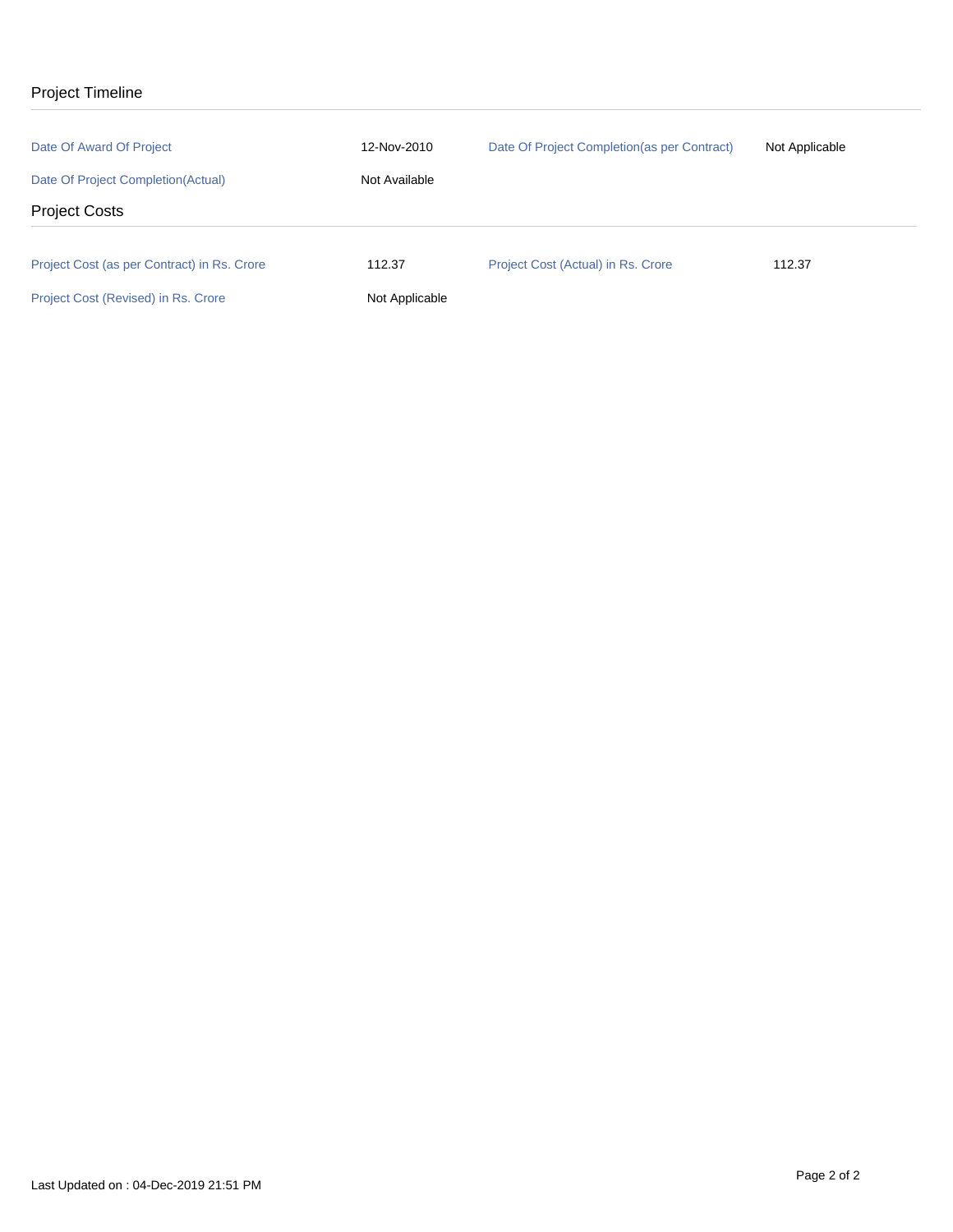## Project Timeline

| | | | |
|---|---|---|---|
| Date Of Award Of Project | 12-Nov-2010 | Date Of Project Completion(as per Contract) | Not Applicable |
| Date Of Project Completion(Actual) | Not Available | | |

## Project Costs

| | | | |
|---|---|---|---|
| Project Cost (as per Contract) in Rs. Crore | 112.37 | Project Cost (Actual) in Rs. Crore | 112.37 |
| Project Cost (Revised) in Rs. Crore | Not Applicable | | |

Last Updated on : 04-Dec-2019 21:51 PM